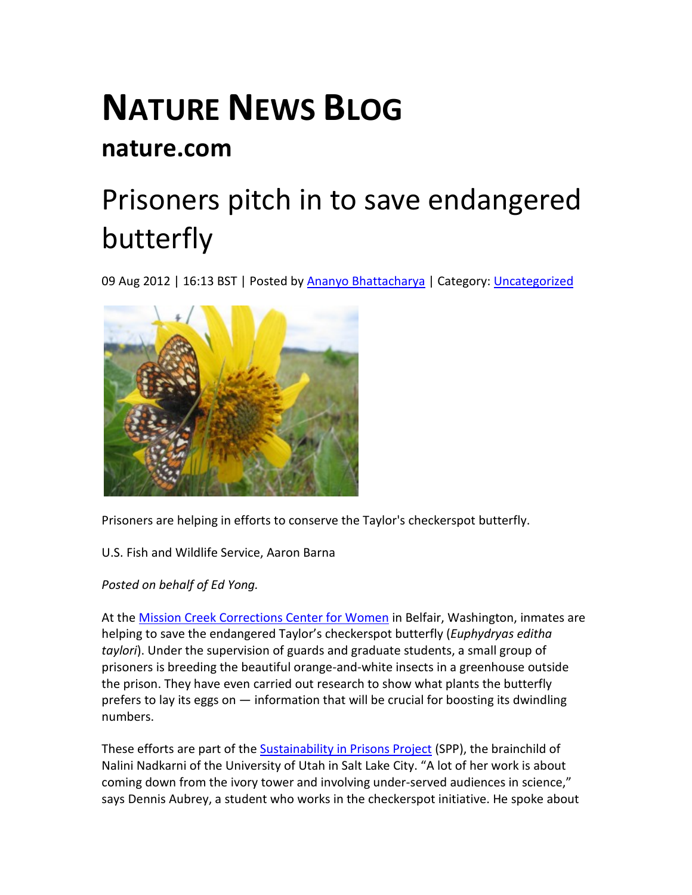# NATURE NEWS BLOG

## nature.com

# Prisoners pitch in to save endangered butterfly

09 Aug 2012 | 16:13 BST | Posted by Ananyo Bhattacharya | Category: Uncategorized

Prisoners are helping in efforts to conserve the Taylor's checkerspot butterfly.

U.S. Fish and Wildlife Service, Aaron Barna

*Posted on behalf of Ed Yong.*

At the Mission Creek Corrections Center for Women in Belfair, Washington, inmates are helping to save the endangered Taylor's checkerspot butterfly (*Euphydryas editha taylori*). Under the supervision of guards and graduate students, a small group of prisoners is breeding the beautiful orange-and-white insects in a greenhouse outside the prison. They have even carried out research to show what plants the butterfly prefers to lay its eggs on — information that will be crucial for boosting its dwindling numbers.

These efforts are part of the Sustainability in Prisons Project (SPP), the brainchild of Nalini Nadkarni of the University of Utah in Salt Lake City. "A lot of her work is about coming down from the ivory tower and involving under-served audiences in science," says Dennis Aubrey, a student who works in the checkerspot initiative. He spoke about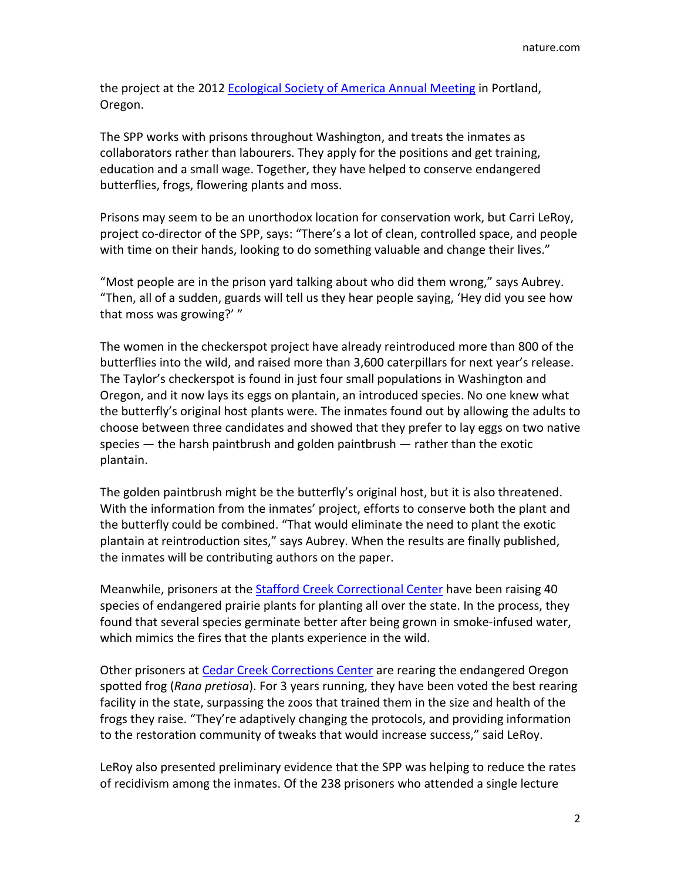the project at the 2012 [Ecological Society of America Annual Meeting](#) in Portland, Oregon.

The SPP works with prisons throughout Washington, and treats the inmates as collaborators rather than labourers. They apply for the positions and get training, education and a small wage. Together, they have helped to conserve endangered butterflies, frogs, flowering plants and moss.

Prisons may seem to be an unorthodox location for conservation work, but Carri LeRoy, project co-director of the SPP, says: "There's a lot of clean, controlled space, and people with time on their hands, looking to do something valuable and change their lives."

"Most people are in the prison yard talking about who did them wrong," says Aubrey. "Then, all of a sudden, guards will tell us they hear people saying, 'Hey did you see how that moss was growing?' "

The women in the checkerspot project have already reintroduced more than 800 of the butterflies into the wild, and raised more than 3,600 caterpillars for next year's release. The Taylor's checkerspot is found in just four small populations in Washington and Oregon, and it now lays its eggs on plantain, an introduced species. No one knew what the butterfly's original host plants were. The inmates found out by allowing the adults to choose between three candidates and showed that they prefer to lay eggs on two native species — the harsh paintbrush and golden paintbrush — rather than the exotic plantain.

The golden paintbrush might be the butterfly's original host, but it is also threatened. With the information from the inmates' project, efforts to conserve both the plant and the butterfly could be combined. "That would eliminate the need to plant the exotic plantain at reintroduction sites," says Aubrey. When the results are finally published, the inmates will be contributing authors on the paper.

Meanwhile, prisoners at the [Stafford Creek Correctional Center](#) have been raising 40 species of endangered prairie plants for planting all over the state. In the process, they found that several species germinate better after being grown in smoke-infused water, which mimics the fires that the plants experience in the wild.

Other prisoners at [Cedar Creek Corrections Center](#) are rearing the endangered Oregon spotted frog (*Rana pretiosa*). For 3 years running, they have been voted the best rearing facility in the state, surpassing the zoos that trained them in the size and health of the frogs they raise. "They're adaptively changing the protocols, and providing information to the restoration community of tweaks that would increase success," said LeRoy.

LeRoy also presented preliminary evidence that the SPP was helping to reduce the rates of recidivism among the inmates. Of the 238 prisoners who attended a single lecture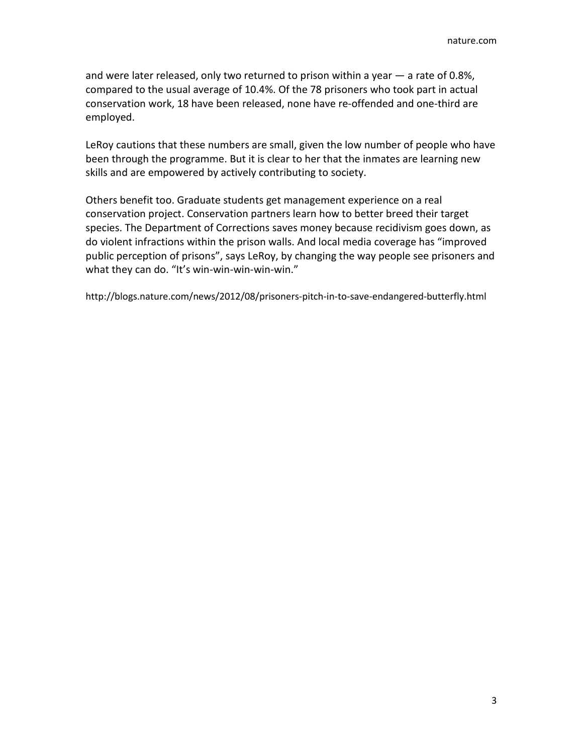and were later released, only two returned to prison within a year — a rate of 0.8%, compared to the usual average of 10.4%. Of the 78 prisoners who took part in actual conservation work, 18 have been released, none have re-offended and one-third are employed.

LeRoy cautions that these numbers are small, given the low number of people who have been through the programme. But it is clear to her that the inmates are learning new skills and are empowered by actively contributing to society.

Others benefit too. Graduate students get management experience on a real conservation project. Conservation partners learn how to better breed their target species. The Department of Corrections saves money because recidivism goes down, as do violent infractions within the prison walls. And local media coverage has "improved public perception of prisons", says LeRoy, by changing the way people see prisoners and what they can do. "It's win-win-win-win-win."

http://blogs.nature.com/news/2012/08/prisoners-pitch-in-to-save-endangered-butterfly.html